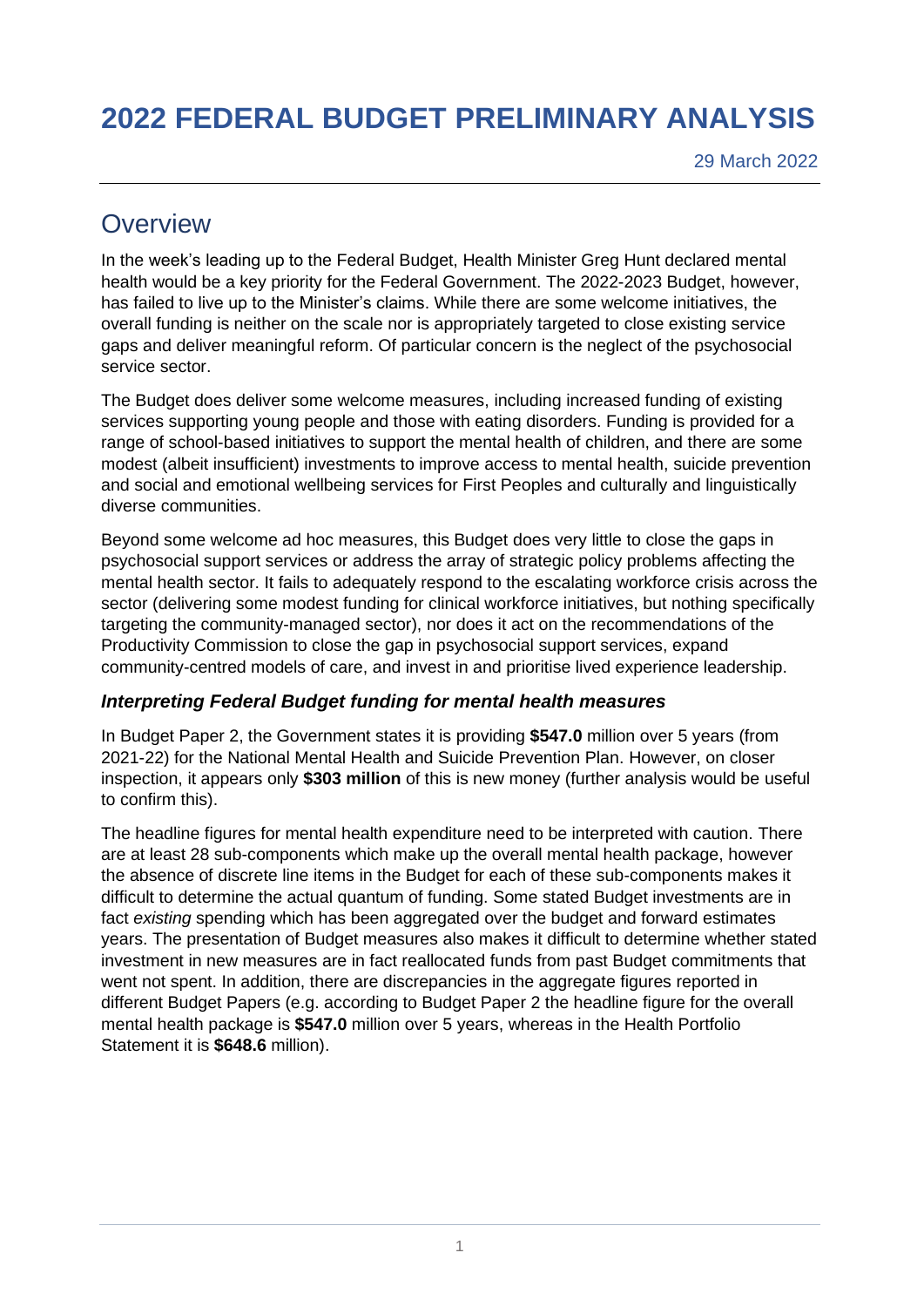# 2022 FEDERAL BUDGET PRELIMINARY ANALYSIS

29 March 2022

## Overview

In the week's leading up to the Federal Budget, Health Minister Greg Hunt declared mental health would be a key priority for the Federal Government. The 2022-2023 Budget, however, has failed to live up to the Minister's claims. While there are some welcome initiatives, the overall funding is neither on the scale nor is appropriately targeted to close existing service gaps and deliver meaningful reform. Of particular concern is the neglect of the psychosocial service sector.

The Budget does deliver some welcome measures, including increased funding of existing services supporting young people and those with eating disorders. Funding is provided for a range of school-based initiatives to support the mental health of children, and there are some modest (albeit insufficient) investments to improve access to mental health, suicide prevention and social and emotional wellbeing services for First Peoples and culturally and linguistically diverse communities.

Beyond some welcome ad hoc measures, this Budget does very little to close the gaps in psychosocial support services or address the array of strategic policy problems affecting the mental health sector. It fails to adequately respond to the escalating workforce crisis across the sector (delivering some modest funding for clinical workforce initiatives, but nothing specifically targeting the community-managed sector), nor does it act on the recommendations of the Productivity Commission to close the gap in psychosocial support services, expand community-centred models of care, and invest in and prioritise lived experience leadership.

### *Interpreting Federal Budget funding for mental health measures*

In Budget Paper 2, the Government states it is providing **$547.0** million over 5 years (from 2021-22) for the National Mental Health and Suicide Prevention Plan. However, on closer inspection, it appears only **$303 million** of this is new money (further analysis would be useful to confirm this).

The headline figures for mental health expenditure need to be interpreted with caution. There are at least 28 sub-components which make up the overall mental health package, however the absence of discrete line items in the Budget for each of these sub-components makes it difficult to determine the actual quantum of funding. Some stated Budget investments are in fact *existing* spending which has been aggregated over the budget and forward estimates years. The presentation of Budget measures also makes it difficult to determine whether stated investment in new measures are in fact reallocated funds from past Budget commitments that went not spent. In addition, there are discrepancies in the aggregate figures reported in different Budget Papers (e.g. according to Budget Paper 2 the headline figure for the overall mental health package is **$547.0** million over 5 years, whereas in the Health Portfolio Statement it is **$648.6** million).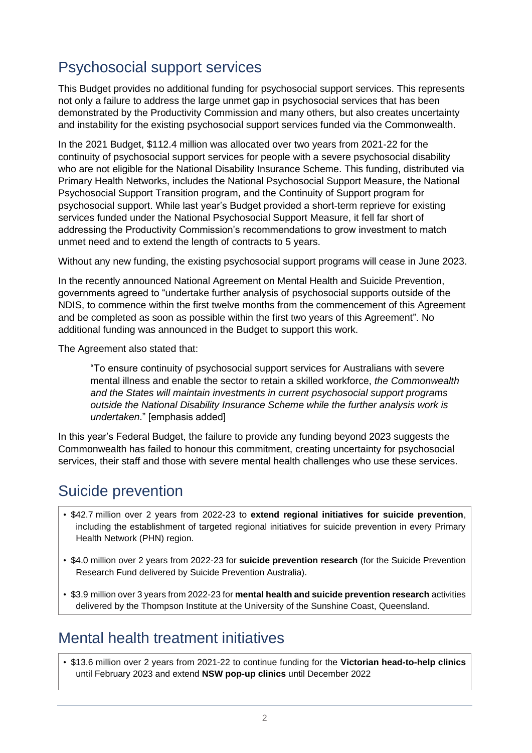## Psychosocial support services

This Budget provides no additional funding for psychosocial support services. This represents not only a failure to address the large unmet gap in psychosocial services that has been demonstrated by the Productivity Commission and many others, but also creates uncertainty and instability for the existing psychosocial support services funded via the Commonwealth.

In the 2021 Budget, $112.4 million was allocated over two years from 2021-22 for the continuity of psychosocial support services for people with a severe psychosocial disability who are not eligible for the National Disability Insurance Scheme. This funding, distributed via Primary Health Networks, includes the National Psychosocial Support Measure, the National Psychosocial Support Transition program, and the Continuity of Support program for psychosocial support. While last year's Budget provided a short-term reprieve for existing services funded under the National Psychosocial Support Measure, it fell far short of addressing the Productivity Commission's recommendations to grow investment to match unmet need and to extend the length of contracts to 5 years.

Without any new funding, the existing psychosocial support programs will cease in June 2023.

In the recently announced National Agreement on Mental Health and Suicide Prevention, governments agreed to "undertake further analysis of psychosocial supports outside of the NDIS, to commence within the first twelve months from the commencement of this Agreement and be completed as soon as possible within the first two years of this Agreement". No additional funding was announced in the Budget to support this work.

The Agreement also stated that:

> "To ensure continuity of psychosocial support services for Australians with severe mental illness and enable the sector to retain a skilled workforce, *the Commonwealth and the States will maintain investments in current psychosocial support programs outside the National Disability Insurance Scheme while the further analysis work is undertaken*." [emphasis added]

In this year's Federal Budget, the failure to provide any funding beyond 2023 suggests the Commonwealth has failed to honour this commitment, creating uncertainty for psychosocial services, their staff and those with severe mental health challenges who use these services.

## Suicide prevention

- $42.7 million over 2 years from 2022-23 to **extend regional initiatives for suicide prevention**, including the establishment of targeted regional initiatives for suicide prevention in every Primary Health Network (PHN) region.
- $4.0 million over 2 years from 2022-23 for **suicide prevention research** (for the Suicide Prevention Research Fund delivered by Suicide Prevention Australia).
- $3.9 million over 3 years from 2022-23 for **mental health and suicide prevention research** activities delivered by the Thompson Institute at the University of the Sunshine Coast, Queensland.

## Mental health treatment initiatives

- $13.6 million over 2 years from 2021-22 to continue funding for the **Victorian head-to-help clinics** until February 2023 and extend **NSW pop-up clinics** until December 2022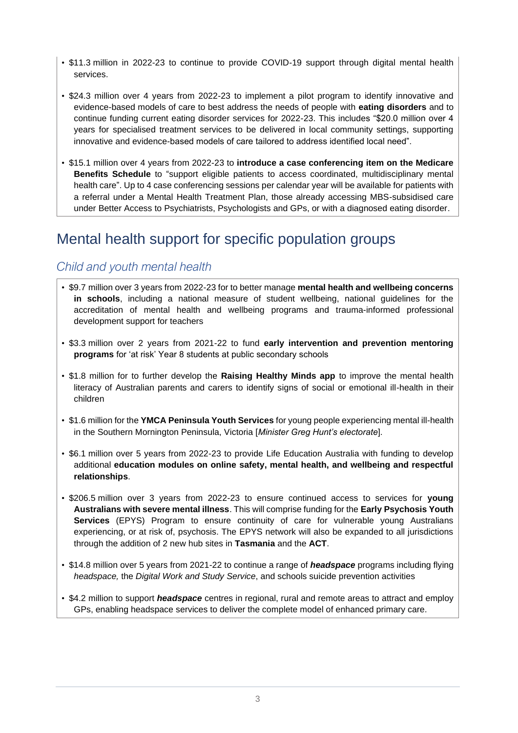- $11.3 million in 2022-23 to continue to provide COVID-19 support through digital mental health services.
- $24.3 million over 4 years from 2022-23 to implement a pilot program to identify innovative and evidence-based models of care to best address the needs of people with **eating disorders** and to continue funding current eating disorder services for 2022-23. This includes "$20.0 million over 4 years for specialised treatment services to be delivered in local community settings, supporting innovative and evidence-based models of care tailored to address identified local need".
- $15.1 million over 4 years from 2022-23 to **introduce a case conferencing item on the Medicare Benefits Schedule** to "support eligible patients to access coordinated, multidisciplinary mental health care". Up to 4 case conferencing sessions per calendar year will be available for patients with a referral under a Mental Health Treatment Plan, those already accessing MBS-subsidised care under Better Access to Psychiatrists, Psychologists and GPs, or with a diagnosed eating disorder.

## Mental health support for specific population groups

### *Child and youth mental health*

- $9.7 million over 3 years from 2022-23 for to better manage **mental health and wellbeing concerns in schools**, including a national measure of student wellbeing, national guidelines for the accreditation of mental health and wellbeing programs and trauma-informed professional development support for teachers
- $3.3 million over 2 years from 2021-22 to fund **early intervention and prevention mentoring programs** for 'at risk' Year 8 students at public secondary schools
- $1.8 million for to further develop the **Raising Healthy Minds app** to improve the mental health literacy of Australian parents and carers to identify signs of social or emotional ill-health in their children
- $1.6 million for the **YMCA Peninsula Youth Services** for young people experiencing mental ill-health in the Southern Mornington Peninsula, Victoria [*Minister Greg Hunt's electorate*].
- $6.1 million over 5 years from 2022-23 to provide Life Education Australia with funding to develop additional **education modules on online safety, mental health, and wellbeing and respectful relationships**.
- $206.5 million over 3 years from 2022-23 to ensure continued access to services for **young Australians with severe mental illness**. This will comprise funding for the **Early Psychosis Youth Services** (EPYS) Program to ensure continuity of care for vulnerable young Australians experiencing, or at risk of, psychosis. The EPYS network will also be expanded to all jurisdictions through the addition of 2 new hub sites in **Tasmania** and the **ACT**.
- $14.8 million over 5 years from 2021-22 to continue a range of ***headspace*** programs including flying *headspace,* the *Digital Work and Study Service*, and schools suicide prevention activities
- $4.2 million to support ***headspace*** centres in regional, rural and remote areas to attract and employ GPs, enabling headspace services to deliver the complete model of enhanced primary care.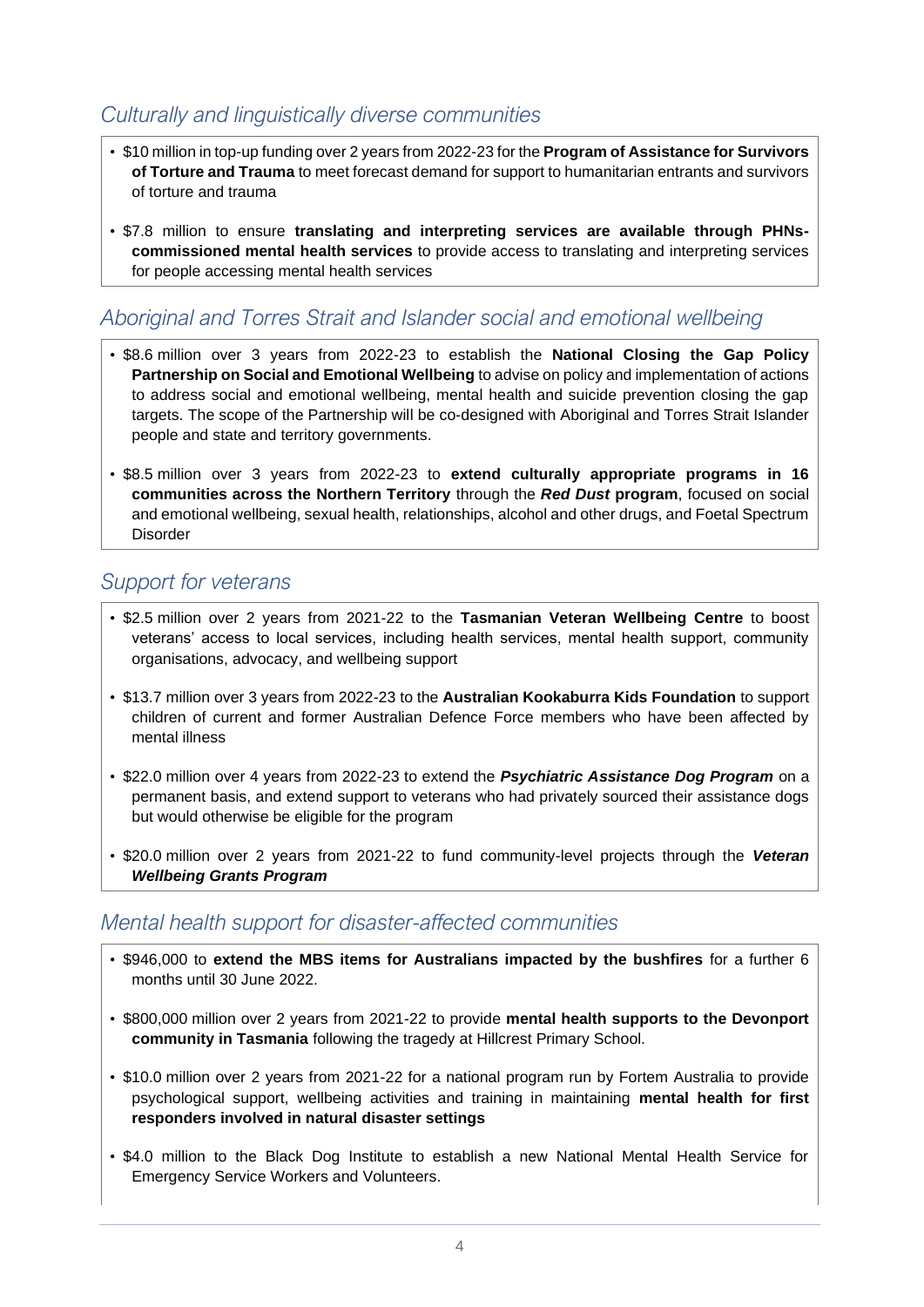## *Culturally and linguistically diverse communities*

- $10 million in top-up funding over 2 years from 2022-23 for the **Program of Assistance for Survivors of Torture and Trauma** to meet forecast demand for support to humanitarian entrants and survivors of torture and trauma
- $7.8 million to ensure **translating and interpreting services are available through PHNs-commissioned mental health services** to provide access to translating and interpreting services for people accessing mental health services

## *Aboriginal and Torres Strait and Islander social and emotional wellbeing*

- $8.6 million over 3 years from 2022-23 to establish the **National Closing the Gap Policy Partnership on Social and Emotional Wellbeing** to advise on policy and implementation of actions to address social and emotional wellbeing, mental health and suicide prevention closing the gap targets. The scope of the Partnership will be co-designed with Aboriginal and Torres Strait Islander people and state and territory governments.
- $8.5 million over 3 years from 2022-23 to **extend culturally appropriate programs in 16 communities across the Northern Territory** through the ***Red Dust* program**, focused on social and emotional wellbeing, sexual health, relationships, alcohol and other drugs, and Foetal Spectrum Disorder

## *Support for veterans*

- $2.5 million over 2 years from 2021-22 to the **Tasmanian Veteran Wellbeing Centre** to boost veterans' access to local services, including health services, mental health support, community organisations, advocacy, and wellbeing support
- $13.7 million over 3 years from 2022-23 to the **Australian Kookaburra Kids Foundation** to support children of current and former Australian Defence Force members who have been affected by mental illness
- $22.0 million over 4 years from 2022-23 to extend the ***Psychiatric Assistance Dog Program*** on a permanent basis, and extend support to veterans who had privately sourced their assistance dogs but would otherwise be eligible for the program
- $20.0 million over 2 years from 2021-22 to fund community-level projects through the ***Veteran Wellbeing Grants Program***

## *Mental health support for disaster-affected communities*

- $946,000 to **extend the MBS items for Australians impacted by the bushfires** for a further 6 months until 30 June 2022.
- $800,000 million over 2 years from 2021-22 to provide **mental health supports to the Devonport community in Tasmania** following the tragedy at Hillcrest Primary School.
- $10.0 million over 2 years from 2021-22 for a national program run by Fortem Australia to provide psychological support, wellbeing activities and training in maintaining **mental health for first responders involved in natural disaster settings**
- $4.0 million to the Black Dog Institute to establish a new National Mental Health Service for Emergency Service Workers and Volunteers.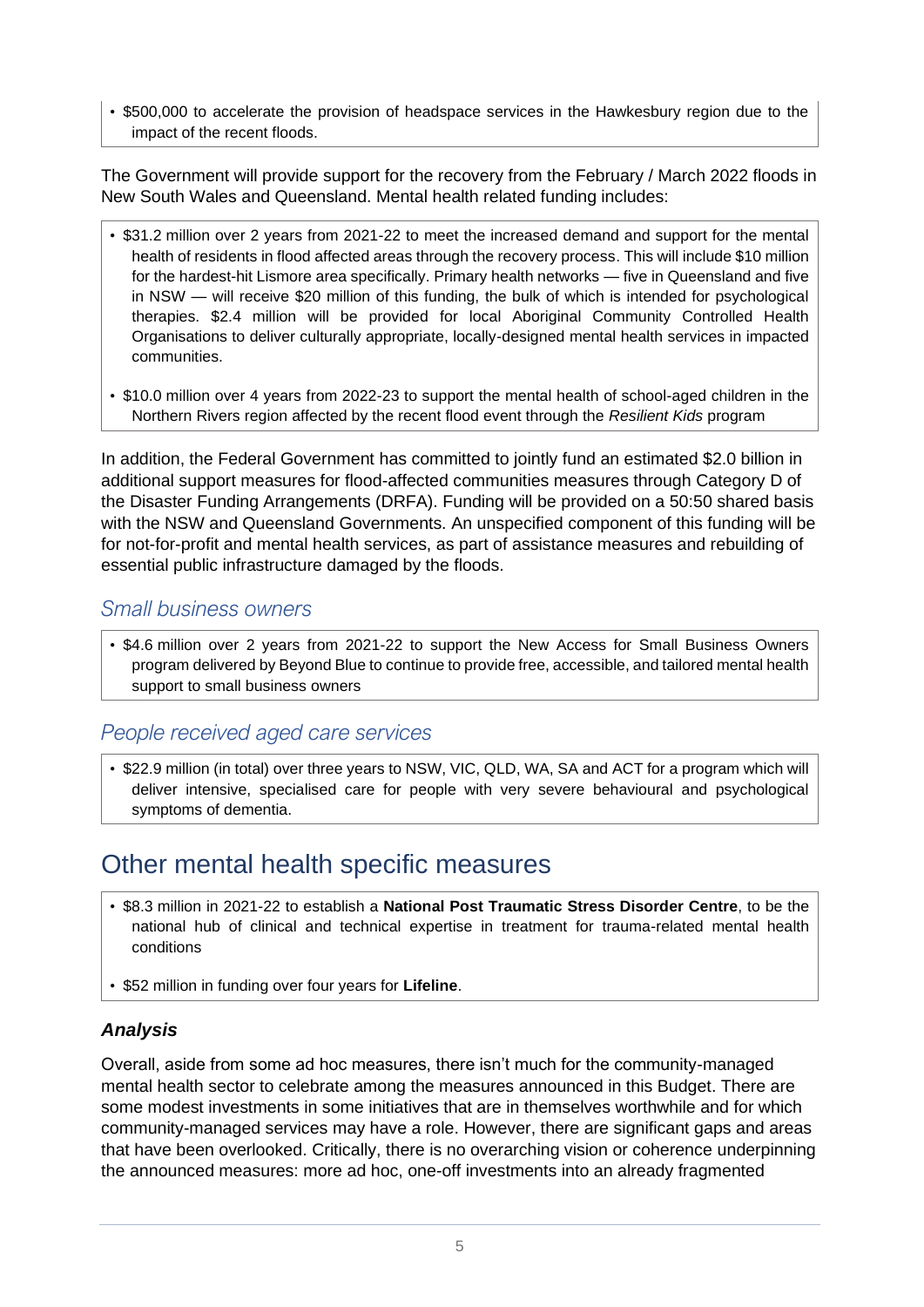- $500,000 to accelerate the provision of headspace services in the Hawkesbury region due to the impact of the recent floods.

The Government will provide support for the recovery from the February / March 2022 floods in New South Wales and Queensland. Mental health related funding includes:

- $31.2 million over 2 years from 2021-22 to meet the increased demand and support for the mental health of residents in flood affected areas through the recovery process. This will include $10 million for the hardest-hit Lismore area specifically. Primary health networks — five in Queensland and five in NSW — will receive $20 million of this funding, the bulk of which is intended for psychological therapies. $2.4 million will be provided for local Aboriginal Community Controlled Health Organisations to deliver culturally appropriate, locally-designed mental health services in impacted communities.
- $10.0 million over 4 years from 2022-23 to support the mental health of school-aged children in the Northern Rivers region affected by the recent flood event through the *Resilient Kids* program

In addition, the Federal Government has committed to jointly fund an estimated $2.0 billion in additional support measures for flood-affected communities measures through Category D of the Disaster Funding Arrangements (DRFA). Funding will be provided on a 50:50 shared basis with the NSW and Queensland Governments. An unspecified component of this funding will be for not-for-profit and mental health services, as part of assistance measures and rebuilding of essential public infrastructure damaged by the floods.

### *Small business owners*

- $4.6 million over 2 years from 2021-22 to support the New Access for Small Business Owners program delivered by Beyond Blue to continue to provide free, accessible, and tailored mental health support to small business owners

### *People received aged care services*

- $22.9 million (in total) over three years to NSW, VIC, QLD, WA, SA and ACT for a program which will deliver intensive, specialised care for people with very severe behavioural and psychological symptoms of dementia.

## Other mental health specific measures

- $8.3 million in 2021-22 to establish a **National Post Traumatic Stress Disorder Centre**, to be the national hub of clinical and technical expertise in treatment for trauma-related mental health conditions
- $52 million in funding over four years for **Lifeline**.

#### ***Analysis***

Overall, aside from some ad hoc measures, there isn't much for the community-managed mental health sector to celebrate among the measures announced in this Budget. There are some modest investments in some initiatives that are in themselves worthwhile and for which community-managed services may have a role. However, there are significant gaps and areas that have been overlooked. Critically, there is no overarching vision or coherence underpinning the announced measures: more ad hoc, one-off investments into an already fragmented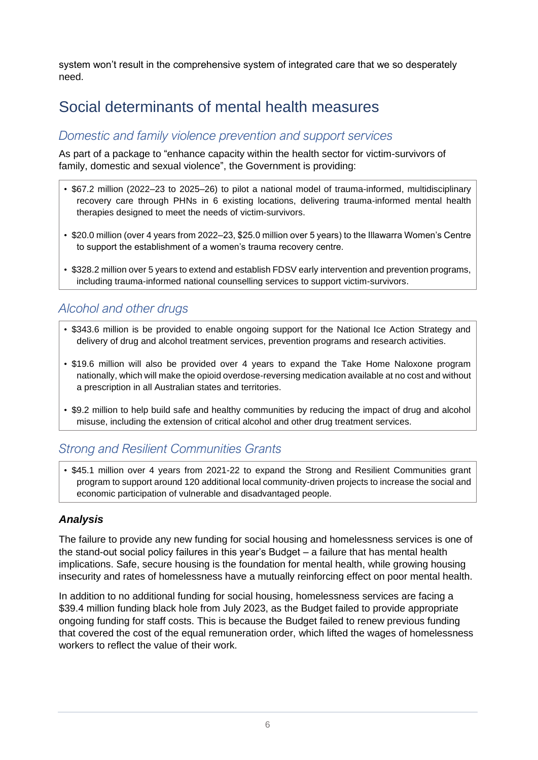system won't result in the comprehensive system of integrated care that we so desperately need.

## Social determinants of mental health measures

### *Domestic and family violence prevention and support services*

As part of a package to "enhance capacity within the health sector for victim-survivors of family, domestic and sexual violence", the Government is providing:

- $67.2 million (2022–23 to 2025–26) to pilot a national model of trauma-informed, multidisciplinary recovery care through PHNs in 6 existing locations, delivering trauma-informed mental health therapies designed to meet the needs of victim-survivors.
- $20.0 million (over 4 years from 2022–23, $25.0 million over 5 years) to the Illawarra Women's Centre to support the establishment of a women's trauma recovery centre.
- $328.2 million over 5 years to extend and establish FDSV early intervention and prevention programs, including trauma-informed national counselling services to support victim-survivors.

### *Alcohol and other drugs*

- $343.6 million is be provided to enable ongoing support for the National Ice Action Strategy and delivery of drug and alcohol treatment services, prevention programs and research activities.
- $19.6 million will also be provided over 4 years to expand the Take Home Naloxone program nationally, which will make the opioid overdose-reversing medication available at no cost and without a prescription in all Australian states and territories.
- $9.2 million to help build safe and healthy communities by reducing the impact of drug and alcohol misuse, including the extension of critical alcohol and other drug treatment services.

### *Strong and Resilient Communities Grants*

- $45.1 million over 4 years from 2021-22 to expand the Strong and Resilient Communities grant program to support around 120 additional local community-driven projects to increase the social and economic participation of vulnerable and disadvantaged people.

#### ***Analysis***

The failure to provide any new funding for social housing and homelessness services is one of the stand-out social policy failures in this year's Budget – a failure that has mental health implications. Safe, secure housing is the foundation for mental health, while growing housing insecurity and rates of homelessness have a mutually reinforcing effect on poor mental health.

In addition to no additional funding for social housing, homelessness services are facing a $39.4 million funding black hole from July 2023, as the Budget failed to provide appropriate ongoing funding for staff costs. This is because the Budget failed to renew previous funding that covered the cost of the equal remuneration order, which lifted the wages of homelessness workers to reflect the value of their work.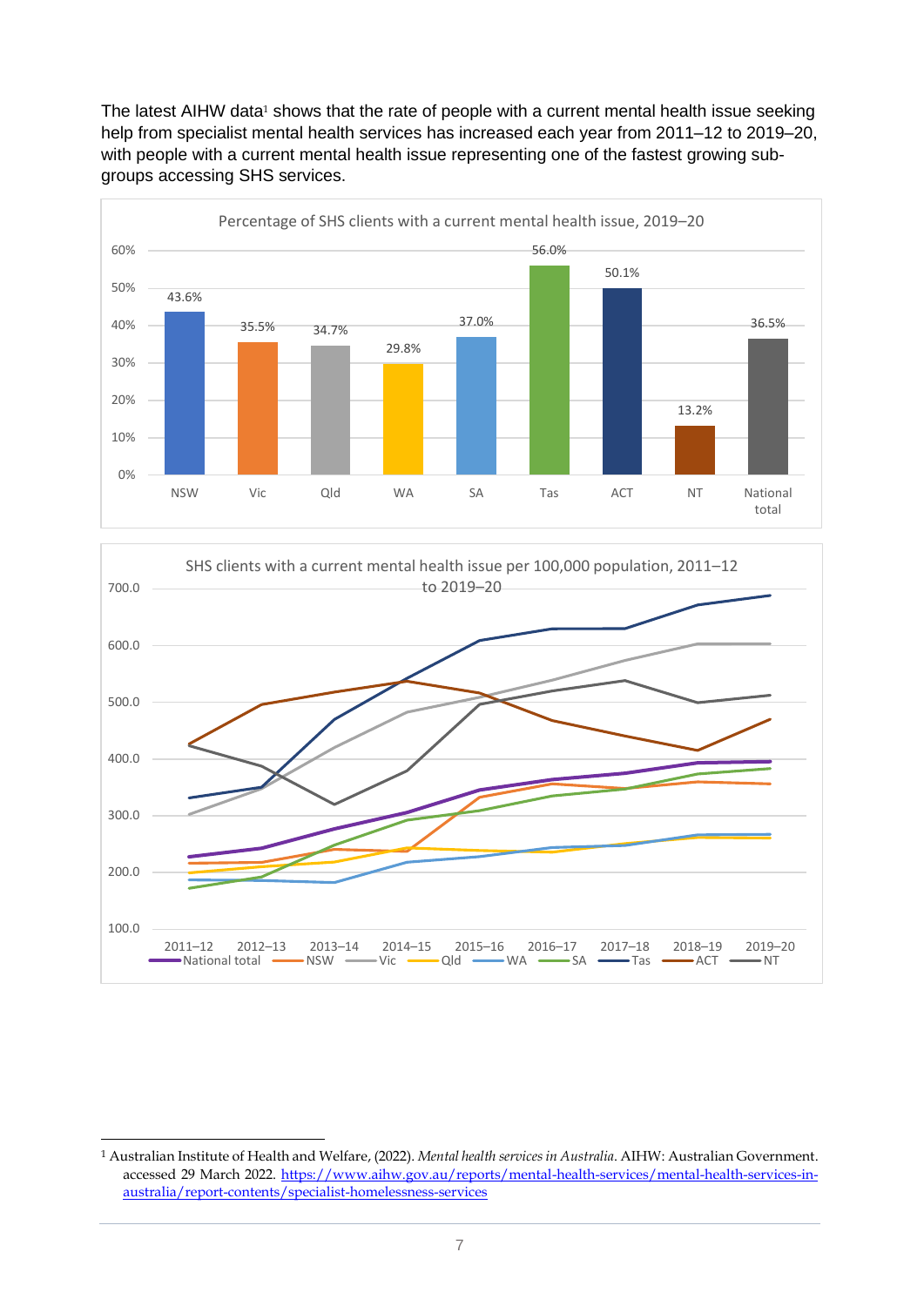The latest AIHW data[1] shows that the rate of people with a current mental health issue seeking help from specialist mental health services has increased each year from 2011–12 to 2019–20, with people with a current mental health issue representing one of the fastest growing sub-groups accessing SHS services.

Percentage of SHS clients with a current mental health issue, 2019–20

60%
50%
40%
30%
20%
10%
0%

43.6%
35.5%
34.7%
29.8%
37.0%
56.0%
50.1%
13.2%
36.5%

NSW
Vic
Qld
WA
SA
Tas
ACT
NT
National total

SHS clients with a current mental health issue per 100,000 population, 2011–12 to 2019–20

700.0
600.0
500.0
400.0
300.0
200.0
100.0

2011–12
2012–13
2013–14
2014–15
2015–16
2016–17
2017–18
2018–19
2019–20

National total
NSW
Vic
Qld
WA
SA
Tas
ACT
NT

[1] Australian Institute of Health and Welfare, (2022). *Mental health services in Australia*. AIHW: Australian Government. accessed 29 March 2022. https://www.aihw.gov.au/reports/mental-health-services/mental-health-services-in-australia/report-contents/specialist-homelessness-services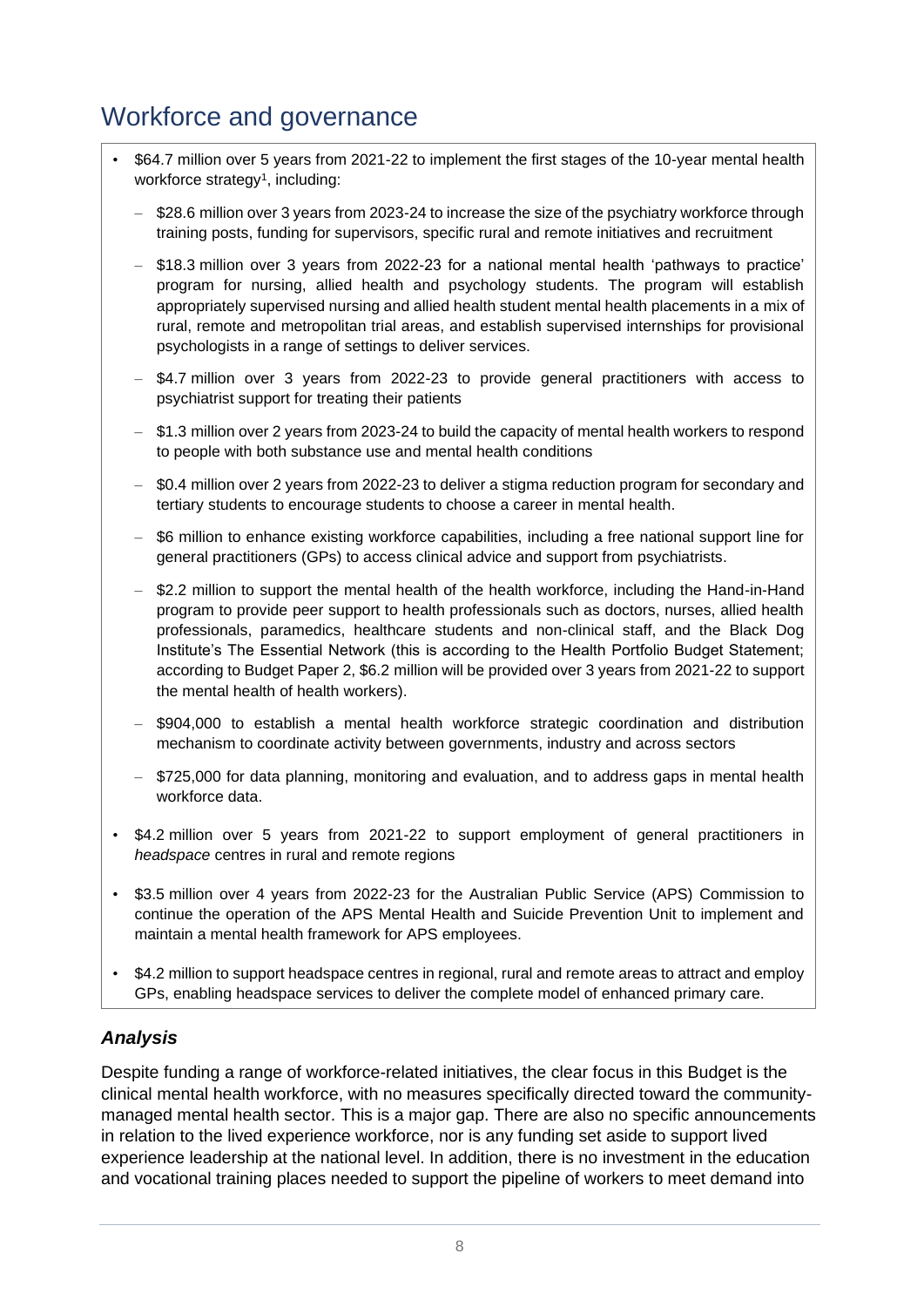# Workforce and governance

- $64.7 million over 5 years from 2021-22 to implement the first stages of the 10-year mental health workforce strategy[1], including:
  - $28.6 million over 3 years from 2023-24 to increase the size of the psychiatry workforce through training posts, funding for supervisors, specific rural and remote initiatives and recruitment
  - $18.3 million over 3 years from 2022-23 for a national mental health 'pathways to practice' program for nursing, allied health and psychology students. The program will establish appropriately supervised nursing and allied health student mental health placements in a mix of rural, remote and metropolitan trial areas, and establish supervised internships for provisional psychologists in a range of settings to deliver services.
  - $4.7 million over 3 years from 2022-23 to provide general practitioners with access to psychiatrist support for treating their patients
  - $1.3 million over 2 years from 2023-24 to build the capacity of mental health workers to respond to people with both substance use and mental health conditions
  - $0.4 million over 2 years from 2022-23 to deliver a stigma reduction program for secondary and tertiary students to encourage students to choose a career in mental health.
  - $6 million to enhance existing workforce capabilities, including a free national support line for general practitioners (GPs) to access clinical advice and support from psychiatrists.
  - $2.2 million to support the mental health of the health workforce, including the Hand-in-Hand program to provide peer support to health professionals such as doctors, nurses, allied health professionals, paramedics, healthcare students and non-clinical staff, and the Black Dog Institute's The Essential Network (this is according to the Health Portfolio Budget Statement; according to Budget Paper 2, $6.2 million will be provided over 3 years from 2021-22 to support the mental health of health workers).
  - $904,000 to establish a mental health workforce strategic coordination and distribution mechanism to coordinate activity between governments, industry and across sectors
  - $725,000 for data planning, monitoring and evaluation, and to address gaps in mental health workforce data.
- $4.2 million over 5 years from 2021-22 to support employment of general practitioners in *headspace* centres in rural and remote regions
- $3.5 million over 4 years from 2022-23 for the Australian Public Service (APS) Commission to continue the operation of the APS Mental Health and Suicide Prevention Unit to implement and maintain a mental health framework for APS employees.
- $4.2 million to support headspace centres in regional, rural and remote areas to attract and employ GPs, enabling headspace services to deliver the complete model of enhanced primary care.

## *Analysis*

Despite funding a range of workforce-related initiatives, the clear focus in this Budget is the clinical mental health workforce, with no measures specifically directed toward the community-managed mental health sector. This is a major gap. There are also no specific announcements in relation to the lived experience workforce, nor is any funding set aside to support lived experience leadership at the national level. In addition, there is no investment in the education and vocational training places needed to support the pipeline of workers to meet demand into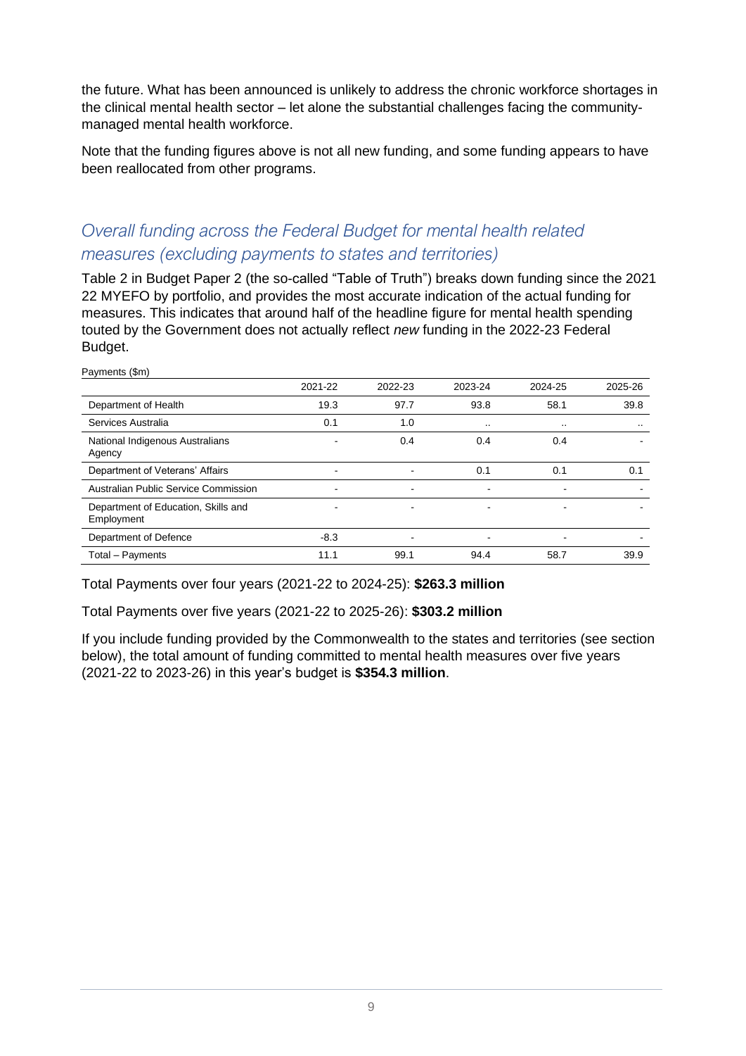the future. What has been announced is unlikely to address the chronic workforce shortages in the clinical mental health sector – let alone the substantial challenges facing the community-managed mental health workforce.

Note that the funding figures above is not all new funding, and some funding appears to have been reallocated from other programs.

## *Overall funding across the Federal Budget for mental health related measures (excluding payments to states and territories)*

Table 2 in Budget Paper 2 (the so-called "Table of Truth") breaks down funding since the 2021 22 MYEFO by portfolio, and provides the most accurate indication of the actual funding for measures. This indicates that around half of the headline figure for mental health spending touted by the Government does not actually reflect *new* funding in the 2022-23 Federal Budget.

Payments ($m)

| | 2021-22 | 2022-23 | 2023-24 | 2024-25 | 2025-26 |
|---|---|---|---|---|---|
| Department of Health | 19.3 | 97.7 | 93.8 | 58.1 | 39.8 |
| Services Australia | 0.1 | 1.0 | .. | .. | .. |
| National Indigenous Australians Agency | - | 0.4 | 0.4 | 0.4 | - |
| Department of Veterans' Affairs | - | - | 0.1 | 0.1 | 0.1 |
| Australian Public Service Commission | - | - | - | - | - |
| Department of Education, Skills and Employment | - | - | - | - | - |
| Department of Defence | -8.3 | - | - | - | - |
| Total – Payments | 11.1 | 99.1 | 94.4 | 58.7 | 39.9 |

Total Payments over four years (2021-22 to 2024-25): **$263.3 million**

Total Payments over five years (2021-22 to 2025-26): **$303.2 million**

If you include funding provided by the Commonwealth to the states and territories (see section below), the total amount of funding committed to mental health measures over five years (2021-22 to 2023-26) in this year's budget is **$354.3 million**.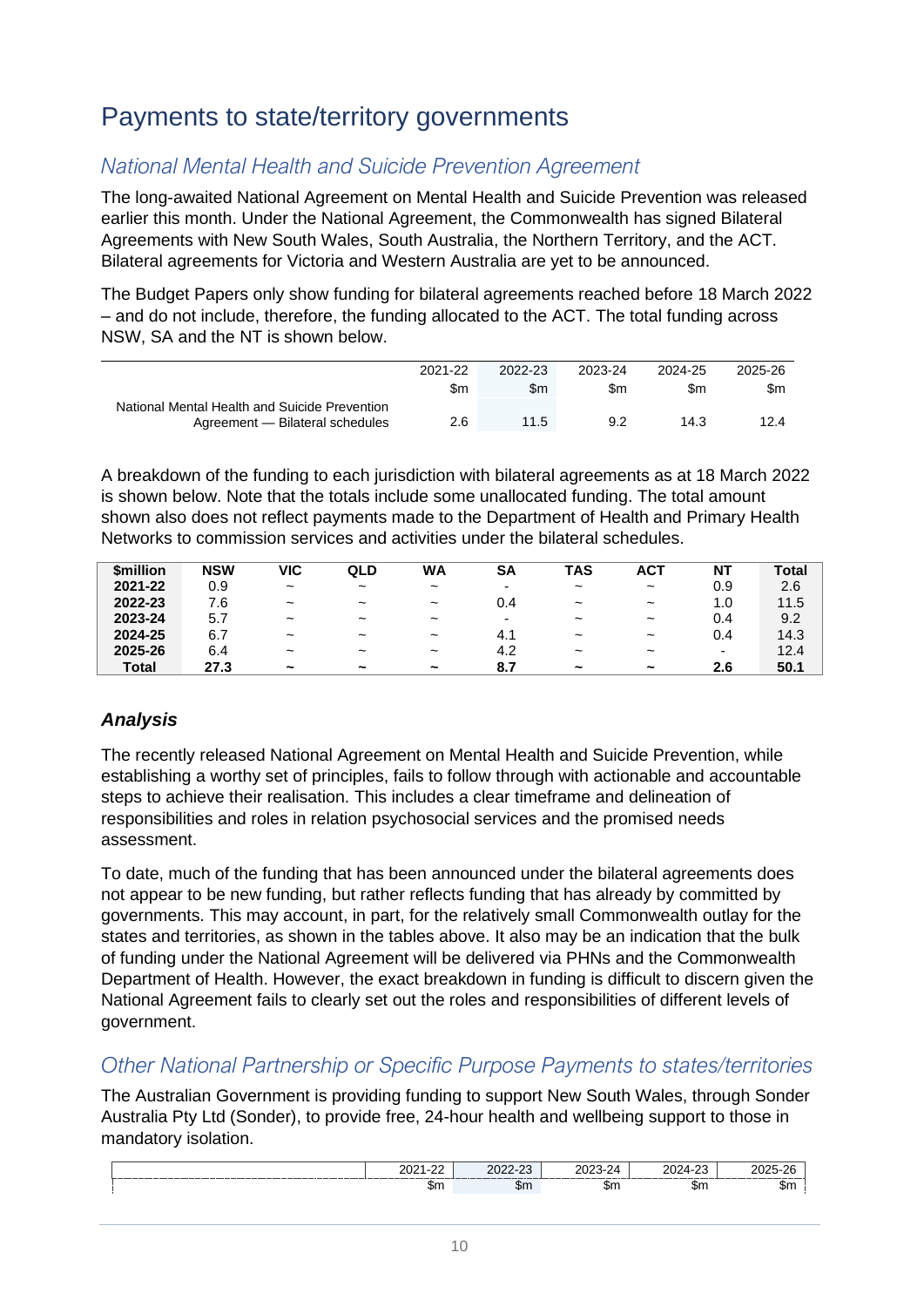# Payments to state/territory governments

## *National Mental Health and Suicide Prevention Agreement*

The long-awaited National Agreement on Mental Health and Suicide Prevention was released earlier this month. Under the National Agreement, the Commonwealth has signed Bilateral Agreements with New South Wales, South Australia, the Northern Territory, and the ACT. Bilateral agreements for Victoria and Western Australia are yet to be announced.

The Budget Papers only show funding for bilateral agreements reached before 18 March 2022 – and do not include, therefore, the funding allocated to the ACT. The total funding across NSW, SA and the NT is shown below.

| | 2021-22 | 2022-23 | 2023-24 | 2024-25 | 2025-26 |
|---|---|---|---|---|---|
| | $m | $m | $m | $m | $m |
| National Mental Health and Suicide Prevention Agreement — Bilateral schedules | 2.6 | 11.5 | 9.2 | 14.3 | 12.4 |

A breakdown of the funding to each jurisdiction with bilateral agreements as at 18 March 2022 is shown below. Note that the totals include some unallocated funding. The total amount shown also does not reflect payments made to the Department of Health and Primary Health Networks to commission services and activities under the bilateral schedules.

| $million | NSW | VIC | QLD | WA | SA | TAS | ACT | NT | Total |
|---|---|---|---|---|---|---|---|---|---|
| 2021-22 | 0.9 | ~ | ~ | ~ | - | ~ | ~ | 0.9 | 2.6 |
| 2022-23 | 7.6 | ~ | ~ | ~ | 0.4 | ~ | ~ | 1.0 | 11.5 |
| 2023-24 | 5.7 | ~ | ~ | ~ | - | ~ | ~ | 0.4 | 9.2 |
| 2024-25 | 6.7 | ~ | ~ | ~ | 4.1 | ~ | ~ | 0.4 | 14.3 |
| 2025-26 | 6.4 | ~ | ~ | ~ | 4.2 | ~ | ~ | - | 12.4 |
| **Total** | **27.3** | **~** | **~** | **~** | **8.7** | **~** | **~** | **2.6** | **50.1** |

### *Analysis*

The recently released National Agreement on Mental Health and Suicide Prevention, while establishing a worthy set of principles, fails to follow through with actionable and accountable steps to achieve their realisation. This includes a clear timeframe and delineation of responsibilities and roles in relation psychosocial services and the promised needs assessment.

To date, much of the funding that has been announced under the bilateral agreements does not appear to be new funding, but rather reflects funding that has already by committed by governments. This may account, in part, for the relatively small Commonwealth outlay for the states and territories, as shown in the tables above. It also may be an indication that the bulk of funding under the National Agreement will be delivered via PHNs and the Commonwealth Department of Health. However, the exact breakdown in funding is difficult to discern given the National Agreement fails to clearly set out the roles and responsibilities of different levels of government.

## *Other National Partnership or Specific Purpose Payments to states/territories*

The Australian Government is providing funding to support New South Wales, through Sonder Australia Pty Ltd (Sonder), to provide free, 24-hour health and wellbeing support to those in mandatory isolation.

| | 2021-22 | 2022-23 | 2023-24 | 2024-23 | 2025-26 |
|---|---|---|---|---|---|
| | $m | $m | $m | $m | $m |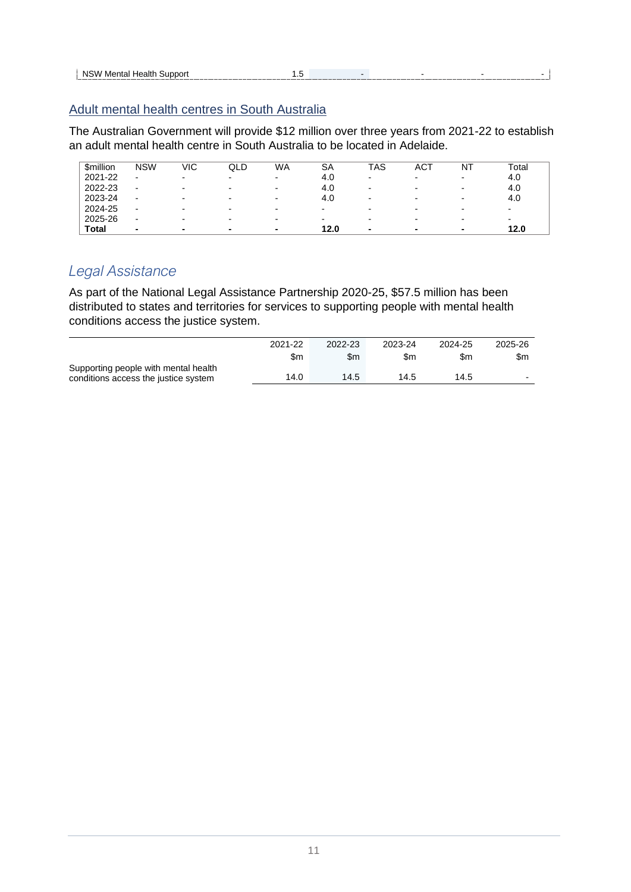| | | | | | |
|---|---|---|---|---|---|
| NSW Mental Health Support | 1.5 | - | - | - | - |

## Adult mental health centres in South Australia

The Australian Government will provide $12 million over three years from 2021-22 to establish an adult mental health centre in South Australia to be located in Adelaide.

| $million | NSW | VIC | QLD | WA | SA | TAS | ACT | NT | Total |
|---|---|---|---|---|---|---|---|---|---|
| 2021-22 | - | - | - | - | 4.0 | - | - | - | 4.0 |
| 2022-23 | - | - | - | - | 4.0 | - | - | - | 4.0 |
| 2023-24 | - | - | - | - | 4.0 | - | - | - | 4.0 |
| 2024-25 | - | - | - | - | - | - | - | - | - |
| 2025-26 | - | - | - | - | - | - | - | - | - |
| **Total** | **-** | **-** | **-** | **-** | **12.0** | **-** | **-** | **-** | **12.0** |

## *Legal Assistance*

As part of the National Legal Assistance Partnership 2020-25, $57.5 million has been distributed to states and territories for services to supporting people with mental health conditions access the justice system.

| | 2021-22<br>$m | 2022-23<br>$m | 2023-24<br>$m | 2024-25<br>$m | 2025-26<br>$m |
|---|---|---|---|---|---|
| Supporting people with mental health conditions access the justice system | 14.0 | 14.5 | 14.5 | 14.5 | - |